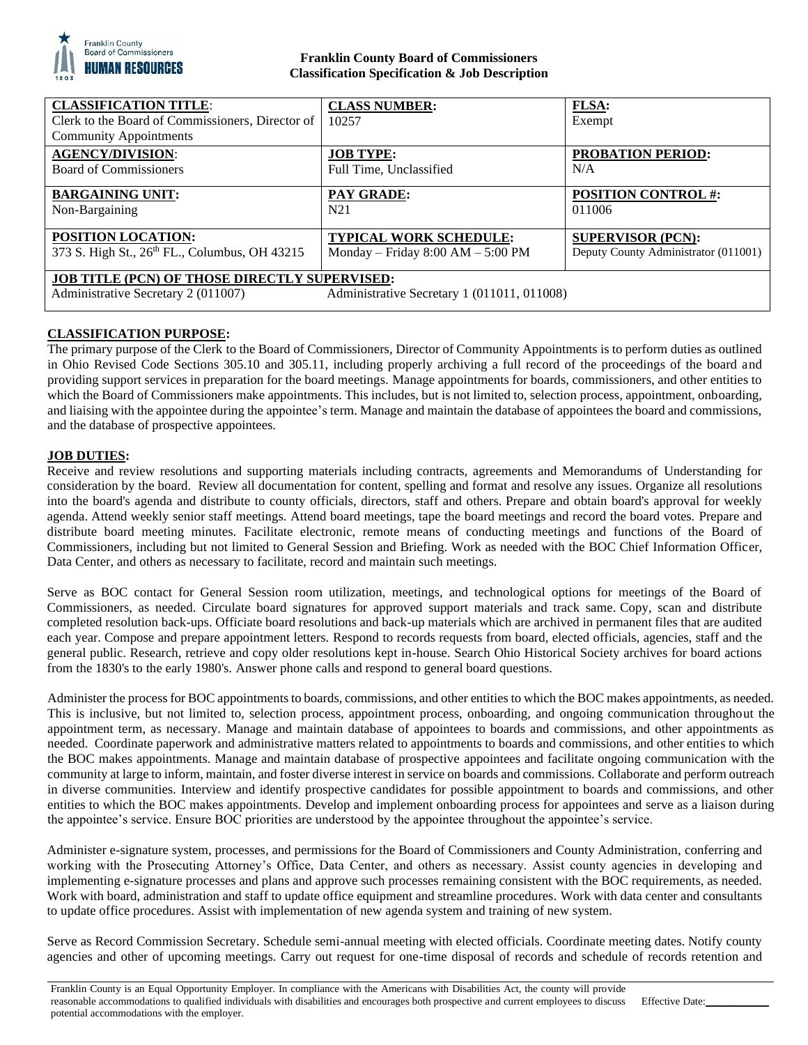**Franklin County Board of Commissioners**
**Classification Specification & Job Description**

| **CLASSIFICATION TITLE**: Clerk to the Board of Commissioners, Director of Community Appointments | **CLASS NUMBER:** 10257 | **FLSA:** Exempt |
|---|---|---|
| **AGENCY/DIVISION**: Board of Commissioners | **JOB TYPE:** Full Time, Unclassified | **PROBATION PERIOD:** N/A |
| **BARGAINING UNIT:** Non-Bargaining | **PAY GRADE:** N21 | **POSITION CONTROL #:** 011006 |
| **POSITION LOCATION:** 373 S. High St., 26th FL., Columbus, OH 43215 | **TYPICAL WORK SCHEDULE:** Monday – Friday 8:00 AM – 5:00 PM | **SUPERVISOR (PCN):** Deputy County Administrator (011001) |
| **JOB TITLE (PCN) OF THOSE DIRECTLY SUPERVISED:** Administrative Secretary 2 (011007) | Administrative Secretary 1 (011011, 011008) | |

## CLASSIFICATION PURPOSE:

The primary purpose of the Clerk to the Board of Commissioners, Director of Community Appointments is to perform duties as outlined in Ohio Revised Code Sections 305.10 and 305.11, including properly archiving a full record of the proceedings of the board and providing support services in preparation for the board meetings. Manage appointments for boards, commissioners, and other entities to which the Board of Commissioners make appointments. This includes, but is not limited to, selection process, appointment, onboarding, and liaising with the appointee during the appointee's term. Manage and maintain the database of appointees the board and commissions, and the database of prospective appointees.

## JOB DUTIES:

Receive and review resolutions and supporting materials including contracts, agreements and Memorandums of Understanding for consideration by the board. Review all documentation for content, spelling and format and resolve any issues. Organize all resolutions into the board's agenda and distribute to county officials, directors, staff and others. Prepare and obtain board's approval for weekly agenda. Attend weekly senior staff meetings. Attend board meetings, tape the board meetings and record the board votes. Prepare and distribute board meeting minutes. Facilitate electronic, remote means of conducting meetings and functions of the Board of Commissioners, including but not limited to General Session and Briefing. Work as needed with the BOC Chief Information Officer, Data Center, and others as necessary to facilitate, record and maintain such meetings.

Serve as BOC contact for General Session room utilization, meetings, and technological options for meetings of the Board of Commissioners, as needed. Circulate board signatures for approved support materials and track same. Copy, scan and distribute completed resolution back-ups. Officiate board resolutions and back-up materials which are archived in permanent files that are audited each year. Compose and prepare appointment letters. Respond to records requests from board, elected officials, agencies, staff and the general public. Research, retrieve and copy older resolutions kept in-house. Search Ohio Historical Society archives for board actions from the 1830's to the early 1980's. Answer phone calls and respond to general board questions.

Administer the process for BOC appointments to boards, commissions, and other entities to which the BOC makes appointments, as needed. This is inclusive, but not limited to, selection process, appointment process, onboarding, and ongoing communication throughout the appointment term, as necessary. Manage and maintain database of appointees to boards and commissions, and other appointments as needed. Coordinate paperwork and administrative matters related to appointments to boards and commissions, and other entities to which the BOC makes appointments. Manage and maintain database of prospective appointees and facilitate ongoing communication with the community at large to inform, maintain, and foster diverse interest in service on boards and commissions. Collaborate and perform outreach in diverse communities. Interview and identify prospective candidates for possible appointment to boards and commissions, and other entities to which the BOC makes appointments. Develop and implement onboarding process for appointees and serve as a liaison during the appointee's service. Ensure BOC priorities are understood by the appointee throughout the appointee's service.

Administer e-signature system, processes, and permissions for the Board of Commissioners and County Administration, conferring and working with the Prosecuting Attorney's Office, Data Center, and others as necessary. Assist county agencies in developing and implementing e-signature processes and plans and approve such processes remaining consistent with the BOC requirements, as needed. Work with board, administration and staff to update office equipment and streamline procedures. Work with data center and consultants to update office procedures. Assist with implementation of new agenda system and training of new system.

Serve as Record Commission Secretary. Schedule semi-annual meeting with elected officials. Coordinate meeting dates. Notify county agencies and other of upcoming meetings. Carry out request for one-time disposal of records and schedule of records retention and

Franklin County is an Equal Opportunity Employer. In compliance with the Americans with Disabilities Act, the county will provide reasonable accommodations to qualified individuals with disabilities and encourages both prospective and current employees to discuss potential accommodations with the employer. Effective Date:___________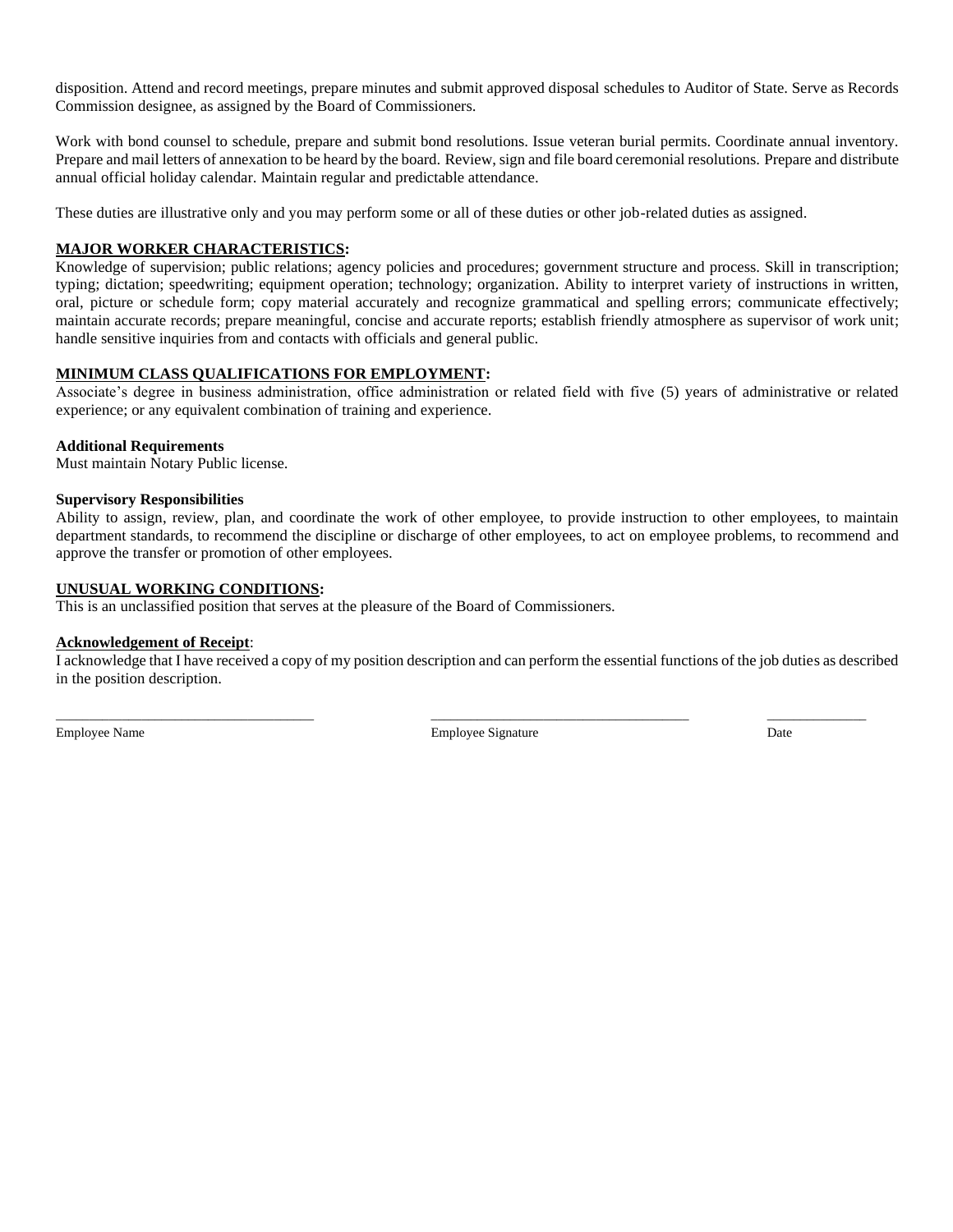disposition. Attend and record meetings, prepare minutes and submit approved disposal schedules to Auditor of State. Serve as Records Commission designee, as assigned by the Board of Commissioners.

Work with bond counsel to schedule, prepare and submit bond resolutions. Issue veteran burial permits. Coordinate annual inventory. Prepare and mail letters of annexation to be heard by the board. Review, sign and file board ceremonial resolutions. Prepare and distribute annual official holiday calendar. Maintain regular and predictable attendance.

These duties are illustrative only and you may perform some or all of these duties or other job-related duties as assigned.

**MAJOR WORKER CHARACTERISTICS:**
Knowledge of supervision; public relations; agency policies and procedures; government structure and process. Skill in transcription; typing; dictation; speedwriting; equipment operation; technology; organization. Ability to interpret variety of instructions in written, oral, picture or schedule form; copy material accurately and recognize grammatical and spelling errors; communicate effectively; maintain accurate records; prepare meaningful, concise and accurate reports; establish friendly atmosphere as supervisor of work unit; handle sensitive inquiries from and contacts with officials and general public.

**MINIMUM CLASS QUALIFICATIONS FOR EMPLOYMENT:**
Associate's degree in business administration, office administration or related field with five (5) years of administrative or related experience; or any equivalent combination of training and experience.

**Additional Requirements**
Must maintain Notary Public license.

**Supervisory Responsibilities**
Ability to assign, review, plan, and coordinate the work of other employee, to provide instruction to other employees, to maintain department standards, to recommend the discipline or discharge of other employees, to act on employee problems, to recommend and approve the transfer or promotion of other employees.

**UNUSUAL WORKING CONDITIONS:**
This is an unclassified position that serves at the pleasure of the Board of Commissioners.

**Acknowledgement of Receipt**:
I acknowledge that I have received a copy of my position description and can perform the essential functions of the job duties as described in the position description.

\_\_\_\_\_\_\_\_\_\_\_\_\_\_\_\_\_\_\_\_\_\_\_\_\_\_\_\_\_\_\_\_\_\_\_\_ \_\_\_\_\_\_\_\_\_\_\_\_\_\_\_\_\_\_\_\_\_\_\_\_\_\_\_\_\_\_\_\_\_\_\_\_ \_\_\_\_\_\_\_\_\_\_\_\_\_\_

Employee Name Employee Signature Date